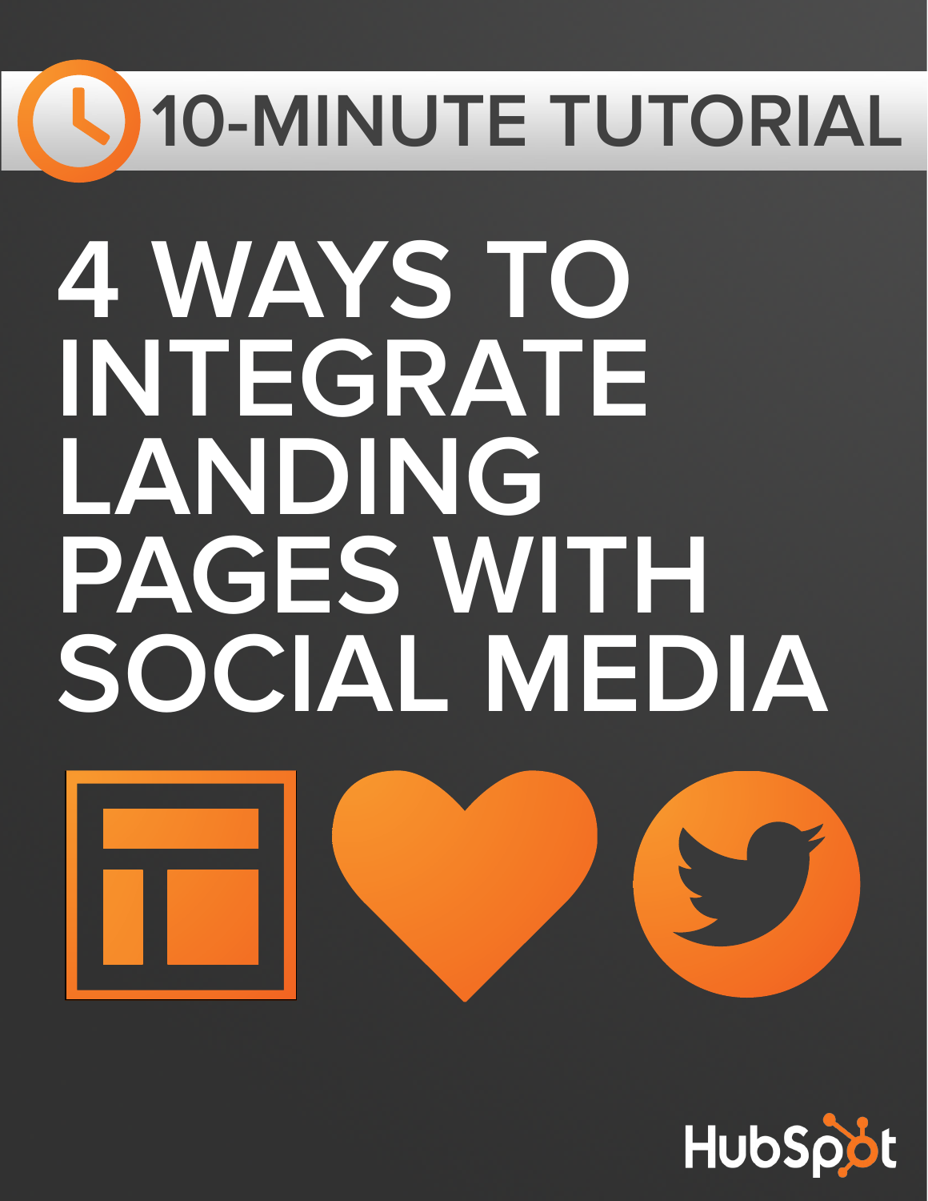10-MINUTE TUTORIAL

# 4 WAYS TO INTEGRATE LANDING PAGES WITH SOCIAL MEDIA

HubSpot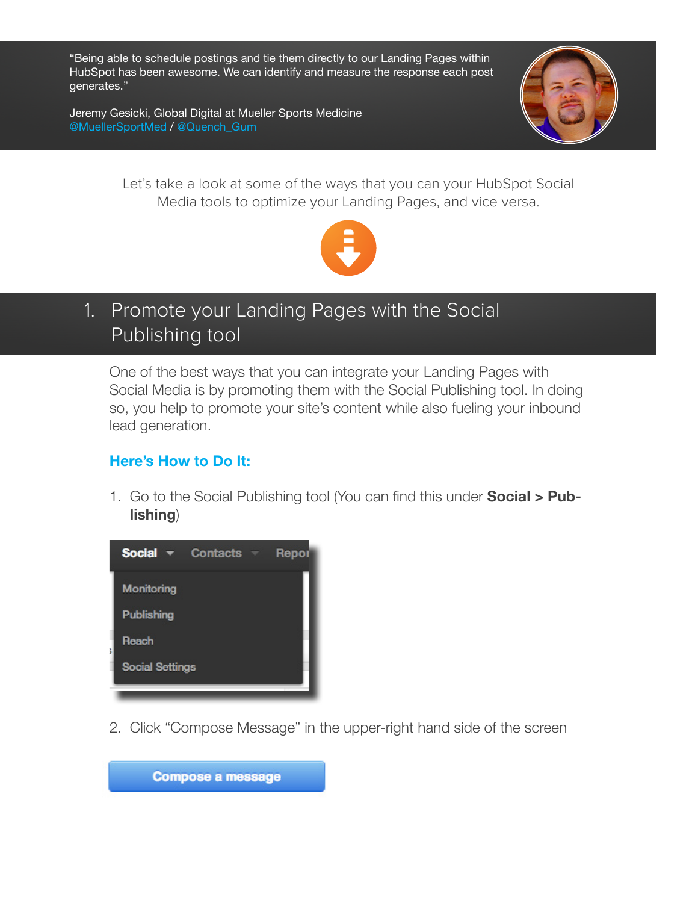"Being able to schedule postings and tie them directly to our Landing Pages within HubSpot has been awesome. We can identify and measure the response each post generates."

Jeremy Gesicki, Global Digital at Mueller Sports Medicine
@MuellerSportMed / @Quench_Gum

Let's take a look at some of the ways that you can your HubSpot Social Media tools to optimize your Landing Pages, and vice versa.

## 1. Promote your Landing Pages with the Social Publishing tool

One of the best ways that you can integrate your Landing Pages with Social Media is by promoting them with the Social Publishing tool. In doing so, you help to promote your site's content while also fueling your inbound lead generation.

### Here's How to Do It:

1. Go to the Social Publishing tool (You can find this under **Social > Publishing**)

2. Click "Compose Message" in the upper-right hand side of the screen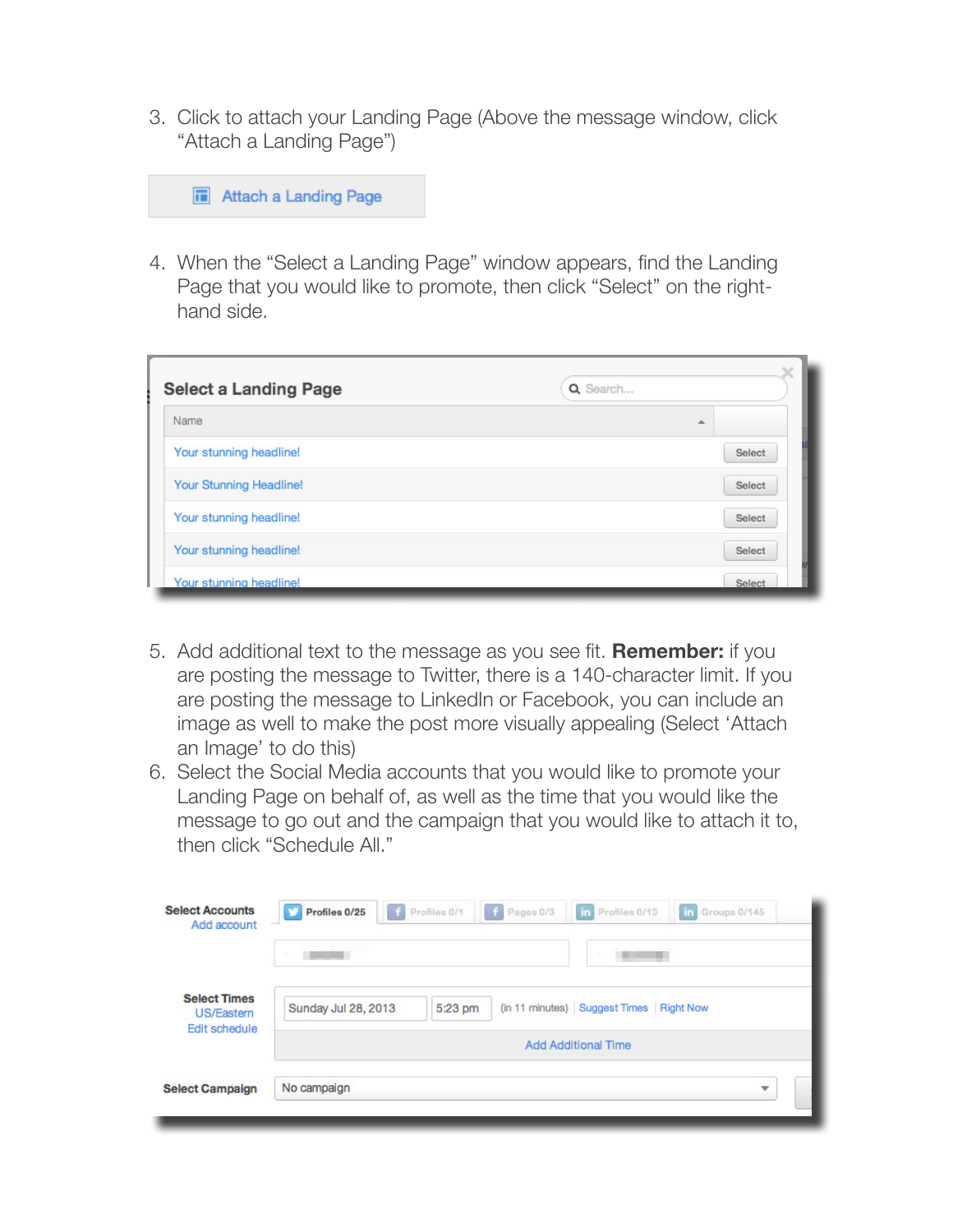3. Click to attach your Landing Page (Above the message window, click "Attach a Landing Page")

4. When the "Select a Landing Page" window appears, find the Landing Page that you would like to promote, then click "Select" on the right-hand side.

5. Add additional text to the message as you see fit. **Remember:** if you are posting the message to Twitter, there is a 140-character limit. If you are posting the message to LinkedIn or Facebook, you can include an image as well to make the post more visually appealing (Select 'Attach an Image' to do this)
6. Select the Social Media accounts that you would like to promote your Landing Page on behalf of, as well as the time that you would like the message to go out and the campaign that you would like to attach it to, then click "Schedule All."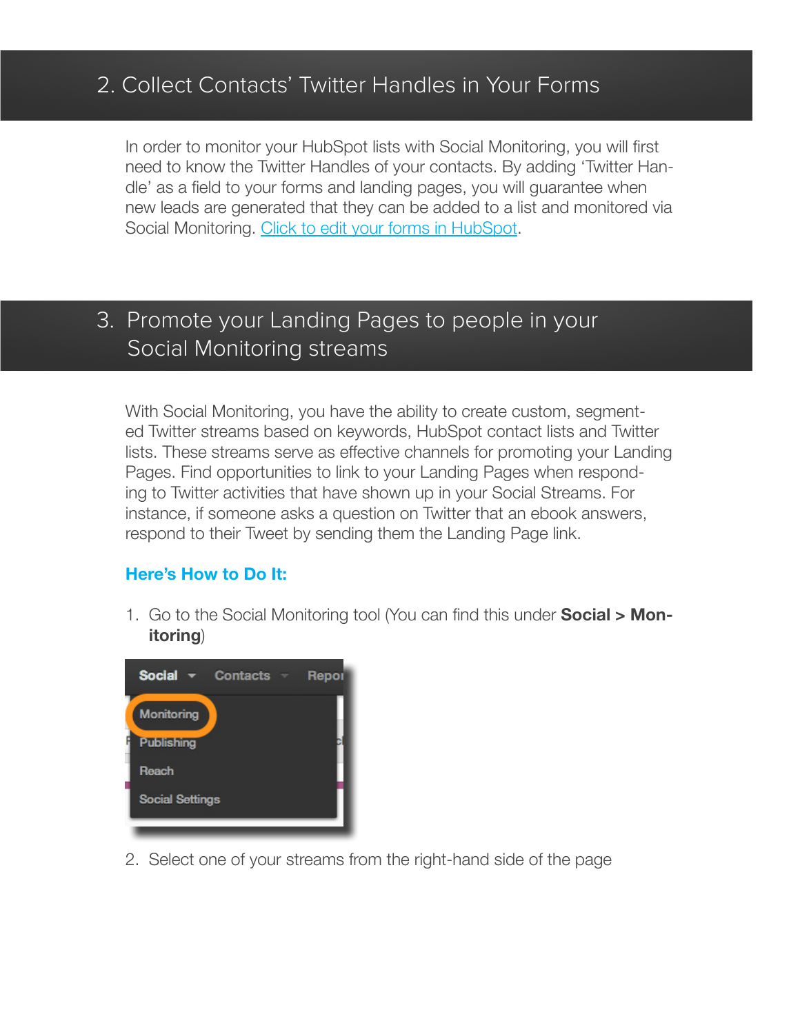## 2. Collect Contacts' Twitter Handles in Your Forms

In order to monitor your HubSpot lists with Social Monitoring, you will first need to know the Twitter Handles of your contacts. By adding 'Twitter Handle' as a field to your forms and landing pages, you will guarantee when new leads are generated that they can be added to a list and monitored via Social Monitoring. [Click to edit your forms in HubSpot](Click to edit your forms in HubSpot).

## 3. Promote your Landing Pages to people in your Social Monitoring streams

With Social Monitoring, you have the ability to create custom, segmented Twitter streams based on keywords, HubSpot contact lists and Twitter lists. These streams serve as effective channels for promoting your Landing Pages. Find opportunities to link to your Landing Pages when responding to Twitter activities that have shown up in your Social Streams. For instance, if someone asks a question on Twitter that an ebook answers, respond to their Tweet by sending them the Landing Page link.

### Here's How to Do It:

1. Go to the Social Monitoring tool (You can find this under **Social > Monitoring**)

2. Select one of your streams from the right-hand side of the page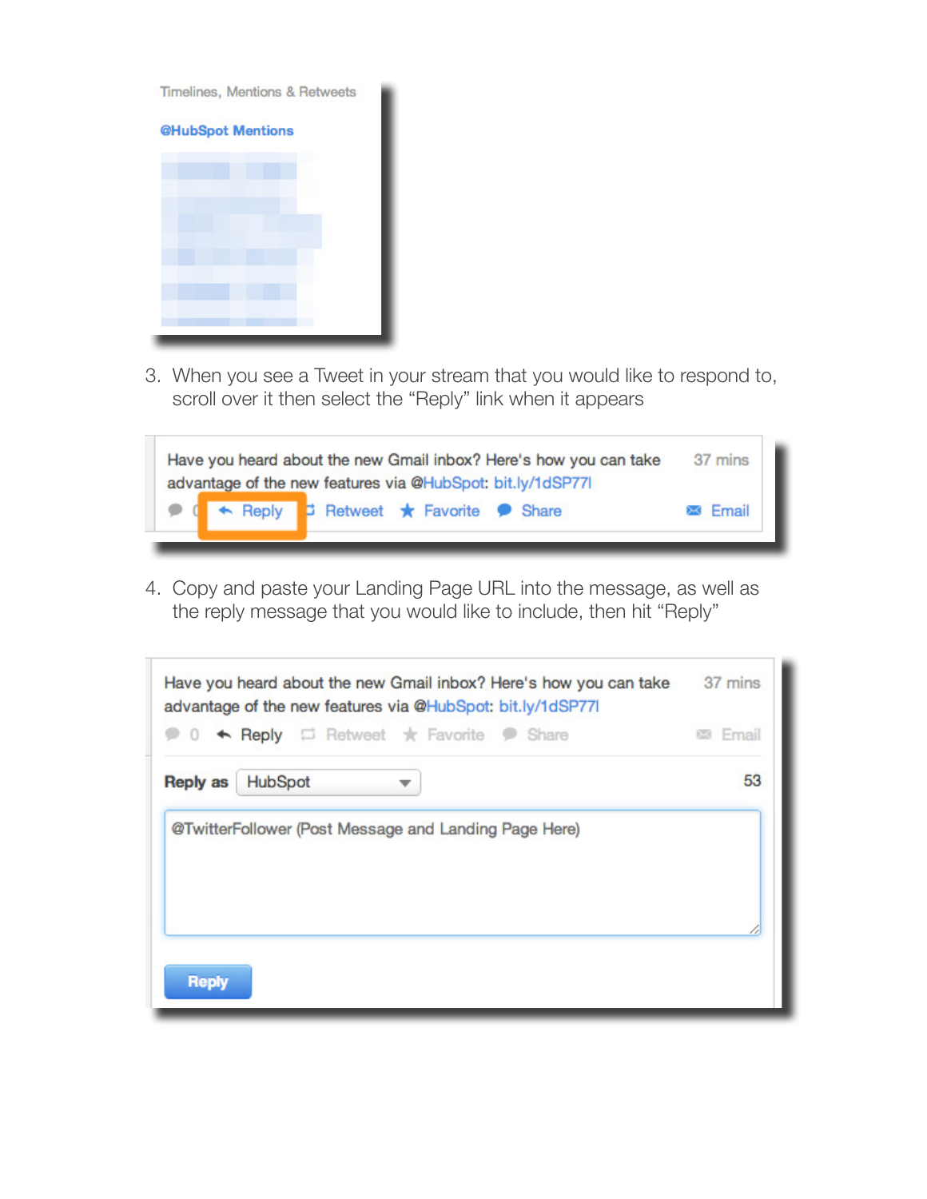3. When you see a Tweet in your stream that you would like to respond to, scroll over it then select the “Reply” link when it appears

4. Copy and paste your Landing Page URL into the message, as well as the reply message that you would like to include, then hit “Reply”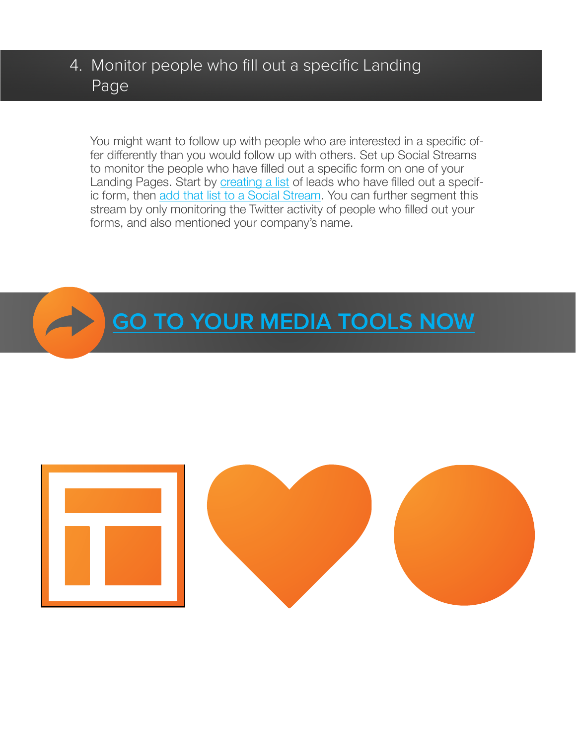## 4. Monitor people who fill out a specific Landing Page

You might want to follow up with people who are interested in a specific offer differently than you would follow up with others. Set up Social Streams to monitor the people who have filled out a specific form on one of your Landing Pages. Start by creating a list of leads who have filled out a specific form, then add that list to a Social Stream. You can further segment this stream by only monitoring the Twitter activity of people who filled out your forms, and also mentioned your company's name.

GO TO YOUR MEDIA TOOLS NOW